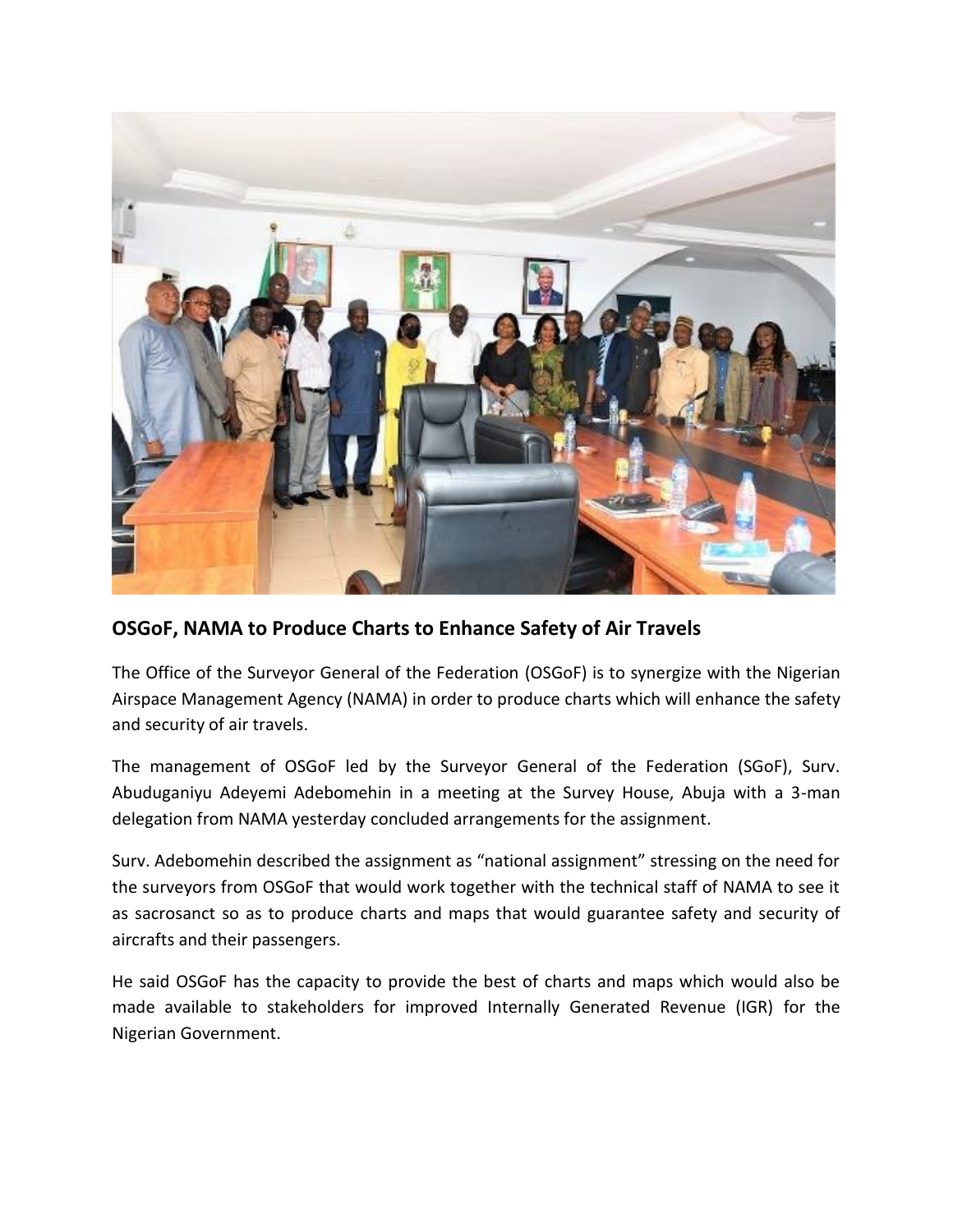## OSGoF, NAMA to Produce Charts to Enhance Safety of Air Travels

The Office of the Surveyor General of the Federation (OSGoF) is to synergize with the Nigerian Airspace Management Agency (NAMA) in order to produce charts which will enhance the safety and security of air travels.

The management of OSGoF led by the Surveyor General of the Federation (SGoF), Surv. Abuduganiyu Adeyemi Adebomehin in a meeting at the Survey House, Abuja with a 3-man delegation from NAMA yesterday concluded arrangements for the assignment.

Surv. Adebomehin described the assignment as "national assignment" stressing on the need for the surveyors from OSGoF that would work together with the technical staff of NAMA to see it as sacrosanct so as to produce charts and maps that would guarantee safety and security of aircrafts and their passengers.

He said OSGoF has the capacity to provide the best of charts and maps which would also be made available to stakeholders for improved Internally Generated Revenue (IGR) for the Nigerian Government.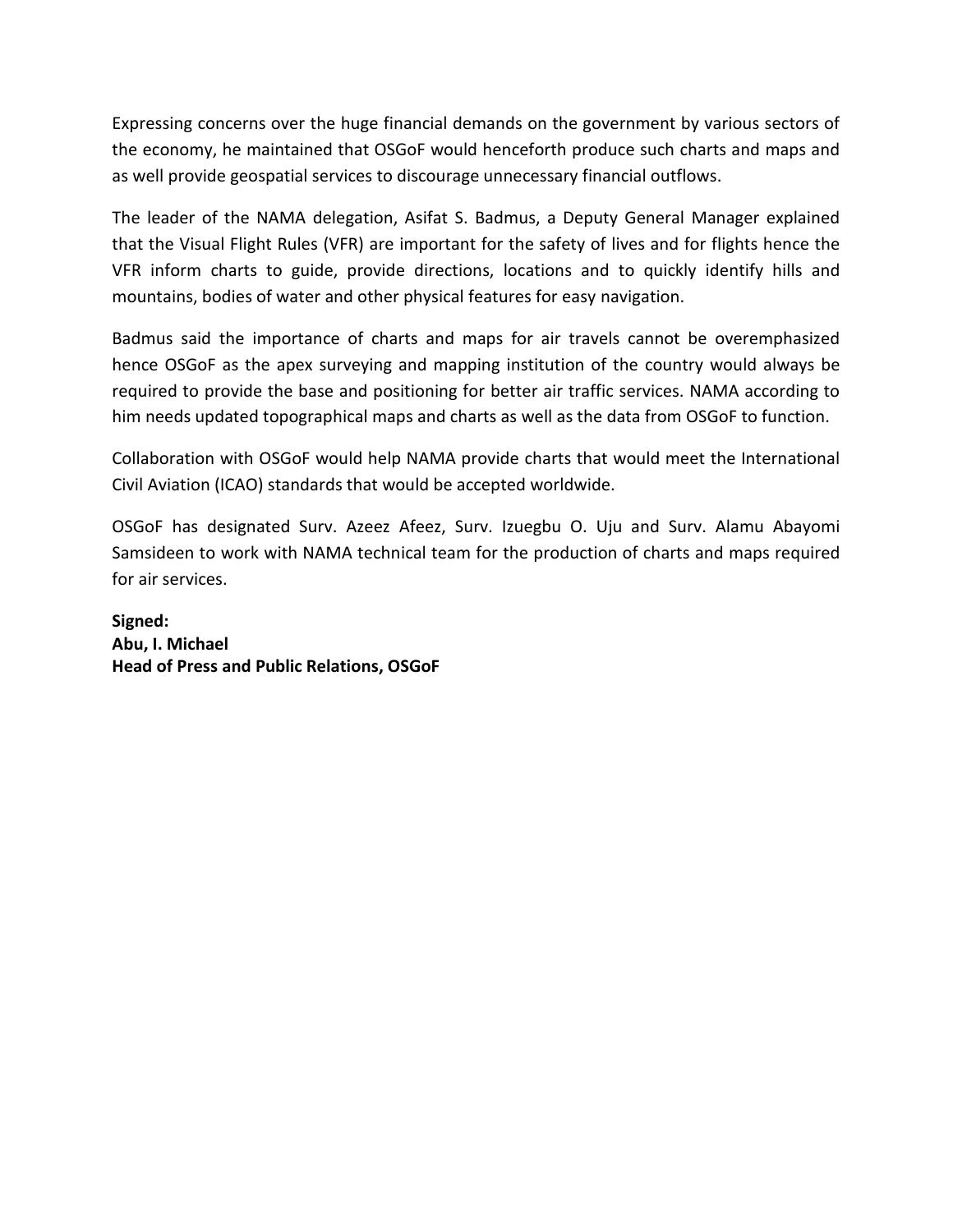Expressing concerns over the huge financial demands on the government by various sectors of the economy, he maintained that OSGoF would henceforth produce such charts and maps and as well provide geospatial services to discourage unnecessary financial outflows.

The leader of the NAMA delegation, Asifat S. Badmus, a Deputy General Manager explained that the Visual Flight Rules (VFR) are important for the safety of lives and for flights hence the VFR inform charts to guide, provide directions, locations and to quickly identify hills and mountains, bodies of water and other physical features for easy navigation.

Badmus said the importance of charts and maps for air travels cannot be overemphasized hence OSGoF as the apex surveying and mapping institution of the country would always be required to provide the base and positioning for better air traffic services. NAMA according to him needs updated topographical maps and charts as well as the data from OSGoF to function.

Collaboration with OSGoF would help NAMA provide charts that would meet the International Civil Aviation (ICAO) standards that would be accepted worldwide.

OSGoF has designated Surv. Azeez Afeez, Surv. Izuegbu O. Uju and Surv. Alamu Abayomi Samsideen to work with NAMA technical team for the production of charts and maps required for air services.

**Signed:**
**Abu, I. Michael**
**Head of Press and Public Relations, OSGoF**